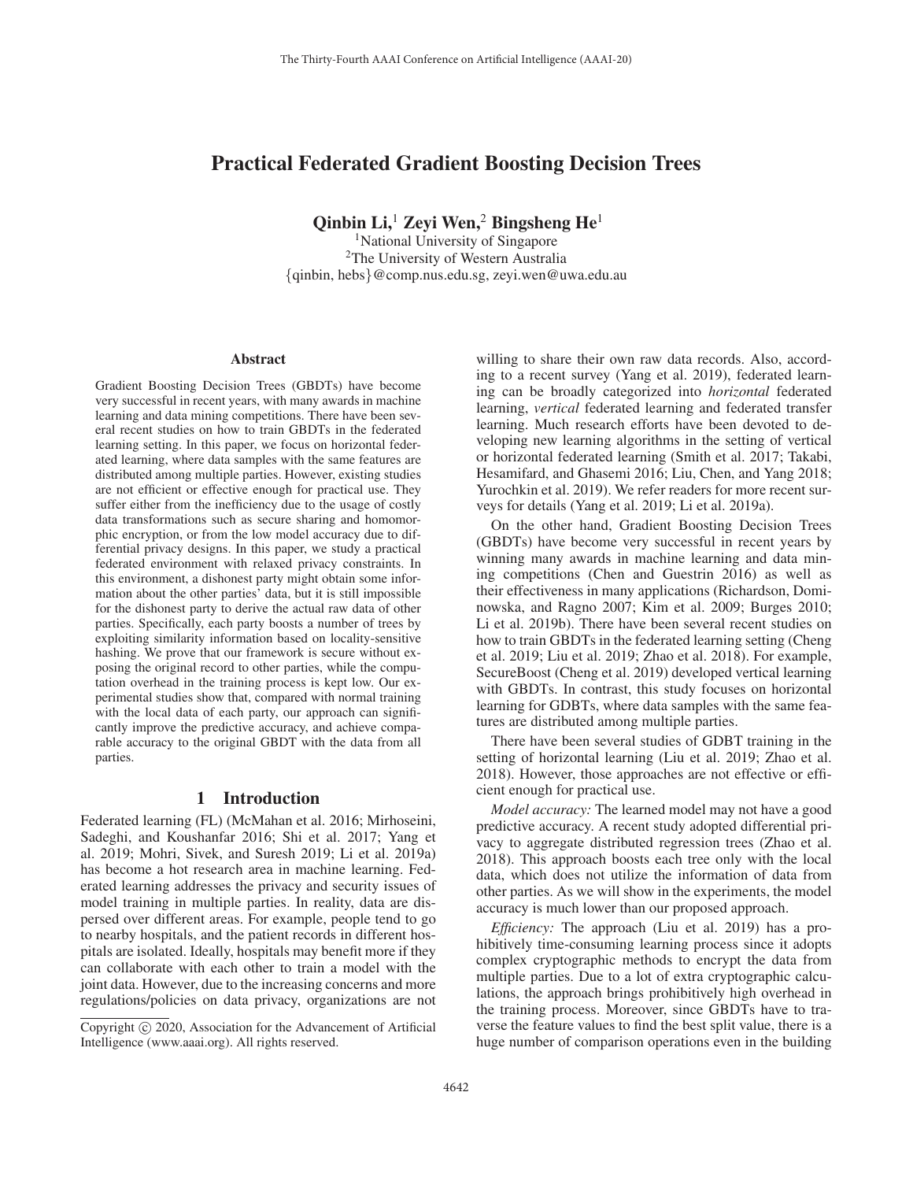# Practical Federated Gradient Boosting Decision Trees

**Qinbin Li,[1] Zeyi Wen,[2] Bingsheng He[1]**

[1]National University of Singapore
[2]The University of Western Australia
{qinbin, hebs}@comp.nus.edu.sg, zeyi.wen@uwa.edu.au

## Abstract

Gradient Boosting Decision Trees (GBDTs) have become very successful in recent years, with many awards in machine learning and data mining competitions. There have been several recent studies on how to train GBDTs in the federated learning setting. In this paper, we focus on horizontal federated learning, where data samples with the same features are distributed among multiple parties. However, existing studies are not efficient or effective enough for practical use. They suffer either from the inefficiency due to the usage of costly data transformations such as secure sharing and homomorphic encryption, or from the low model accuracy due to differential privacy designs. In this paper, we study a practical federated environment with relaxed privacy constraints. In this environment, a dishonest party might obtain some information about the other parties' data, but it is still impossible for the dishonest party to derive the actual raw data of other parties. Specifically, each party boosts a number of trees by exploiting similarity information based on locality-sensitive hashing. We prove that our framework is secure without exposing the original record to other parties, while the computation overhead in the training process is kept low. Our experimental studies show that, compared with normal training with the local data of each party, our approach can significantly improve the predictive accuracy, and achieve comparable accuracy to the original GBDT with the data from all parties.

## 1 Introduction

Federated learning (FL) (McMahan et al. 2016; Mirhoseini, Sadeghi, and Koushanfar 2016; Shi et al. 2017; Yang et al. 2019; Mohri, Sivek, and Suresh 2019; Li et al. 2019a) has become a hot research area in machine learning. Federated learning addresses the privacy and security issues of model training in multiple parties. In reality, data are dispersed over different areas. For example, people tend to go to nearby hospitals, and the patient records in different hospitals are isolated. Ideally, hospitals may benefit more if they can collaborate with each other to train a model with the joint data. However, due to the increasing concerns and more regulations/policies on data privacy, organizations are not willing to share their own raw data records. Also, according to a recent survey (Yang et al. 2019), federated learning can be broadly categorized into *horizontal* federated learning, *vertical* federated learning and federated transfer learning. Much research efforts have been devoted to developing new learning algorithms in the setting of vertical or horizontal federated learning (Smith et al. 2017; Takabi, Hesamifard, and Ghasemi 2016; Liu, Chen, and Yang 2018; Yurochkin et al. 2019). We refer readers for more recent surveys for details (Yang et al. 2019; Li et al. 2019a).

On the other hand, Gradient Boosting Decision Trees (GBDTs) have become very successful in recent years by winning many awards in machine learning and data mining competitions (Chen and Guestrin 2016) as well as their effectiveness in many applications (Richardson, Dominowska, and Ragno 2007; Kim et al. 2009; Burges 2010; Li et al. 2019b). There have been several recent studies on how to train GBDTs in the federated learning setting (Cheng et al. 2019; Liu et al. 2019; Zhao et al. 2018). For example, SecureBoost (Cheng et al. 2019) developed vertical learning with GBDTs. In contrast, this study focuses on horizontal learning for GDBTs, where data samples with the same features are distributed among multiple parties.

There have been several studies of GDBT training in the setting of horizontal learning (Liu et al. 2019; Zhao et al. 2018). However, those approaches are not effective or efficient enough for practical use.

*Model accuracy:* The learned model may not have a good predictive accuracy. A recent study adopted differential privacy to aggregate distributed regression trees (Zhao et al. 2018). This approach boosts each tree only with the local data, which does not utilize the information of data from other parties. As we will show in the experiments, the model accuracy is much lower than our proposed approach.

*Efficiency:* The approach (Liu et al. 2019) has a prohibitively time-consuming learning process since it adopts complex cryptographic methods to encrypt the data from multiple parties. Due to a lot of extra cryptographic calculations, the approach brings prohibitively high overhead in the training process. Moreover, since GBDTs have to traverse the feature values to find the best split value, there is a huge number of comparison operations even in the building

Copyright © 2020, Association for the Advancement of Artificial Intelligence (www.aaai.org). All rights reserved.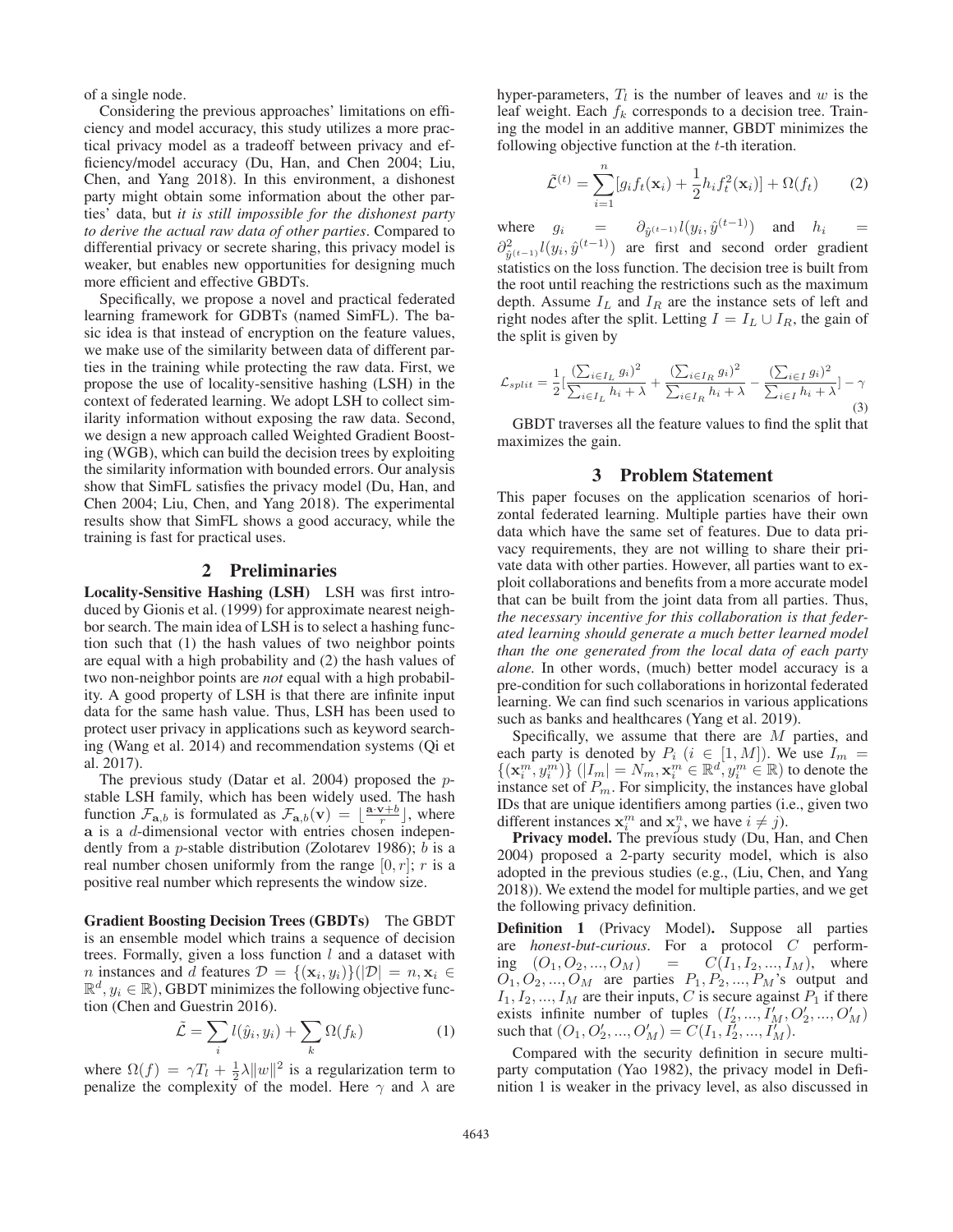of a single node.

Considering the previous approaches' limitations on efficiency and model accuracy, this study utilizes a more practical privacy model as a tradeoff between privacy and efficiency/model accuracy (Du, Han, and Chen 2004; Liu, Chen, and Yang 2018). In this environment, a dishonest party might obtain some information about the other parties' data, but *it is still impossible for the dishonest party to derive the actual raw data of other parties*. Compared to differential privacy or secrete sharing, this privacy model is weaker, but enables new opportunities for designing much more efficient and effective GBDTs.

Specifically, we propose a novel and practical federated learning framework for GDBTs (named SimFL). The basic idea is that instead of encryption on the feature values, we make use of the similarity between data of different parties in the training while protecting the raw data. First, we propose the use of locality-sensitive hashing (LSH) in the context of federated learning. We adopt LSH to collect similarity information without exposing the raw data. Second, we design a new approach called Weighted Gradient Boosting (WGB), which can build the decision trees by exploiting the similarity information with bounded errors. Our analysis show that SimFL satisfies the privacy model (Du, Han, and Chen 2004; Liu, Chen, and Yang 2018). The experimental results show that SimFL shows a good accuracy, while the training is fast for practical uses.

## 2 Preliminaries

**Locality-Sensitive Hashing (LSH)** LSH was first introduced by Gionis et al. (1999) for approximate nearest neighbor search. The main idea of LSH is to select a hashing function such that (1) the hash values of two neighbor points are equal with a high probability and (2) the hash values of two non-neighbor points are *not* equal with a high probability. A good property of LSH is that there are infinite input data for the same hash value. Thus, LSH has been used to protect user privacy in applications such as keyword searching (Wang et al. 2014) and recommendation systems (Qi et al. 2017).

The previous study (Datar et al. 2004) proposed the $p$-stable LSH family, which has been widely used. The hash function $\mathcal{F}_{\mathbf{a},b}$ is formulated as $\mathcal{F}_{\mathbf{a},b}(\mathbf{v}) = \lfloor \frac{\mathbf{a}\cdot\mathbf{v}+b}{r} \rfloor$, where $\mathbf{a}$ is a $d$-dimensional vector with entries chosen independently from a $p$-stable distribution (Zolotarev 1986); $b$ is a real number chosen uniformly from the range $[0, r]$; $r$ is a positive real number which represents the window size.

**Gradient Boosting Decision Trees (GBDTs)** The GBDT is an ensemble model which trains a sequence of decision trees. Formally, given a loss function $l$ and a dataset with $n$ instances and $d$ features $\mathcal{D} = \{(\mathbf{x}_i, y_i)\}(|\mathcal{D}| = n, \mathbf{x}_i \in \mathbb{R}^d, y_i \in \mathbb{R})$, GBDT minimizes the following objective function (Chen and Guestrin 2016).

$$\tilde{\mathcal{L}} = \sum_i l(\hat{y}_i, y_i) + \sum_k \Omega(f_k) \tag{1}$$

where $\Omega(f) = \gamma T_l + \frac{1}{2}\lambda\|w\|^2$ is a regularization term to penalize the complexity of the model. Here $\gamma$ and $\lambda$ are hyper-parameters, $T_l$ is the number of leaves and $w$ is the leaf weight. Each $f_k$ corresponds to a decision tree. Training the model in an additive manner, GBDT minimizes the following objective function at the $t$-th iteration.

$$\tilde{\mathcal{L}}^{(t)} = \sum_{i=1}^{n}[g_i f_t(\mathbf{x}_i) + \frac{1}{2}h_i f_t^2(\mathbf{x}_i)] + \Omega(f_t) \tag{2}$$

where $g_i = \partial_{\hat{y}^{(t-1)}} l(y_i, \hat{y}^{(t-1)})$ and $h_i = \partial^2_{\hat{y}^{(t-1)}} l(y_i, \hat{y}^{(t-1)})$ are first and second order gradient statistics on the loss function. The decision tree is built from the root until reaching the restrictions such as the maximum depth. Assume $I_L$ and $I_R$ are the instance sets of left and right nodes after the split. Letting $I = I_L \cup I_R$, the gain of the split is given by

$$\mathcal{L}_{split} = \frac{1}{2}[\frac{(\sum_{i\in I_L} g_i)^2}{\sum_{i\in I_L} h_i + \lambda} + \frac{(\sum_{i\in I_R} g_i)^2}{\sum_{i\in I_R} h_i + \lambda} - \frac{(\sum_{i\in I} g_i)^2}{\sum_{i\in I} h_i + \lambda}] - \gamma \tag{3}$$

GBDT traverses all the feature values to find the split that maximizes the gain.

## 3 Problem Statement

This paper focuses on the application scenarios of horizontal federated learning. Multiple parties have their own data which have the same set of features. Due to data privacy requirements, they are not willing to share their private data with other parties. However, all parties want to exploit collaborations and benefits from a more accurate model that can be built from the joint data from all parties. Thus, *the necessary incentive for this collaboration is that federated learning should generate a much better learned model than the one generated from the local data of each party alone.* In other words, (much) better model accuracy is a pre-condition for such collaborations in horizontal federated learning. We can find such scenarios in various applications such as banks and healthcares (Yang et al. 2019).

Specifically, we assume that there are $M$ parties, and each party is denoted by $P_i$ ($i \in [1, M]$). We use $I_m = \{(\mathbf{x}_i^m, y_i^m)\}$ ($|I_m| = N_m, \mathbf{x}_i^m \in \mathbb{R}^d, y_i^m \in \mathbb{R}$) to denote the instance set of $P_m$. For simplicity, the instances have global IDs that are unique identifiers among parties (i.e., given two different instances $\mathbf{x}_i^m$ and $\mathbf{x}_j^n$, we have $i \neq j$).

**Privacy model.** The previous study (Du, Han, and Chen 2004) proposed a 2-party security model, which is also adopted in the previous studies (e.g., (Liu, Chen, and Yang 2018)). We extend the model for multiple parties, and we get the following privacy definition.

**Definition 1** (Privacy Model)**.** Suppose all parties are *honest-but-curious*. For a protocol $C$ performing $(O_1, O_2, ..., O_M) = C(I_1, I_2, ..., I_M)$, where $O_1, O_2, ..., O_M$ are parties $P_1, P_2, ..., P_M$'s output and $I_1, I_2, ..., I_M$ are their inputs, $C$ is secure against $P_1$ if there exists infinite number of tuples $(I_2', ..., I_M', O_2', ..., O_M')$ such that $(O_1, O_2', ..., O_M') = C(I_1, I_2', ..., I_M')$.

Compared with the security definition in secure multi-party computation (Yao 1982), the privacy model in Definition 1 is weaker in the privacy level, as also discussed in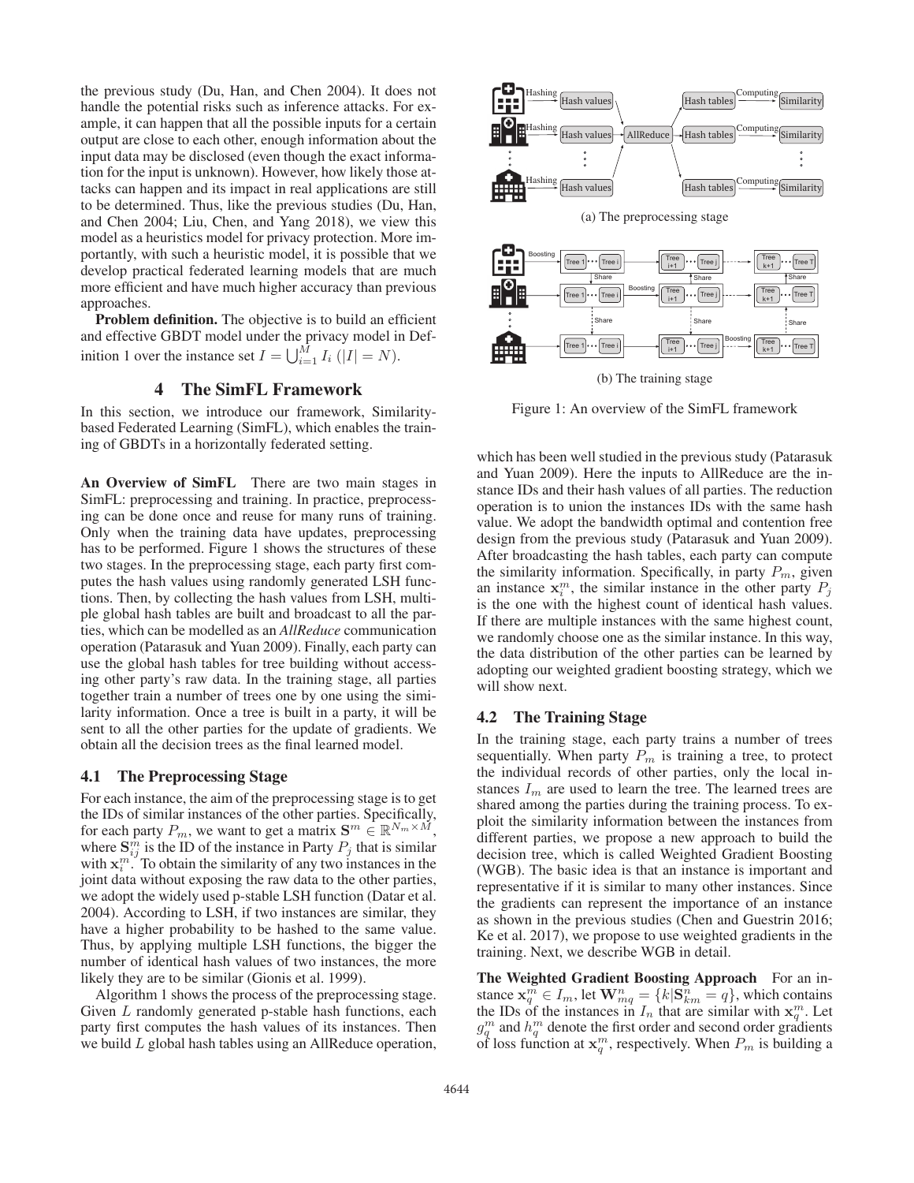the previous study (Du, Han, and Chen 2004). It does not handle the potential risks such as inference attacks. For example, it can happen that all the possible inputs for a certain output are close to each other, enough information about the input data may be disclosed (even though the exact information for the input is unknown). However, how likely those attacks can happen and its impact in real applications are still to be determined. Thus, like the previous studies (Du, Han, and Chen 2004; Liu, Chen, and Yang 2018), we view this model as a heuristics model for privacy protection. More importantly, with such a heuristic model, it is possible that we develop practical federated learning models that are much more efficient and have much higher accuracy than previous approaches.

**Problem definition.** The objective is to build an efficient and effective GBDT model under the privacy model in Definition 1 over the instance set $I = \bigcup_{i=1}^{M} I_i$ ($|I| = N$).

## 4 The SimFL Framework

In this section, we introduce our framework, Similarity-based Federated Learning (SimFL), which enables the training of GBDTs in a horizontally federated setting.

**An Overview of SimFL** There are two main stages in SimFL: preprocessing and training. In practice, preprocessing can be done once and reuse for many runs of training. Only when the training data have updates, preprocessing has to be performed. Figure 1 shows the structures of these two stages. In the preprocessing stage, each party first computes the hash values using randomly generated LSH functions. Then, by collecting the hash values from LSH, multiple global hash tables are built and broadcast to all the parties, which can be modelled as an *AllReduce* communication operation (Patarasuk and Yuan 2009). Finally, each party can use the global hash tables for tree building without accessing other party's raw data. In the training stage, all parties together train a number of trees one by one using the similarity information. Once a tree is built in a party, it will be sent to all the other parties for the update of gradients. We obtain all the decision trees as the final learned model.

(a) The preprocessing stage

(b) The training stage

Figure 1: An overview of the SimFL framework

### 4.1 The Preprocessing Stage

For each instance, the aim of the preprocessing stage is to get the IDs of similar instances of the other parties. Specifically, for each party $P_m$, we want to get a matrix $\mathbf{S}^m \in \mathbb{R}^{N_m \times M}$, where $\mathbf{S}^m_{ij}$ is the ID of the instance in Party $P_j$ that is similar with $\mathbf{x}^m_i$. To obtain the similarity of any two instances in the joint data without exposing the raw data to the other parties, we adopt the widely used p-stable LSH function (Datar et al. 2004). According to LSH, if two instances are similar, they have a higher probability to be hashed to the same value. Thus, by applying multiple LSH functions, the bigger the number of identical hash values of two instances, the more likely they are to be similar (Gionis et al. 1999).

Algorithm 1 shows the process of the preprocessing stage. Given $L$ randomly generated p-stable hash functions, each party first computes the hash values of its instances. Then we build $L$ global hash tables using an AllReduce operation, which has been well studied in the previous study (Patarasuk and Yuan 2009). Here the inputs to AllReduce are the instance IDs and their hash values of all parties. The reduction operation is to union the instances IDs with the same hash value. We adopt the bandwidth optimal and contention free design from the previous study (Patarasuk and Yuan 2009). After broadcasting the hash tables, each party can compute the similarity information. Specifically, in party $P_m$, given an instance $\mathbf{x}^m_i$, the similar instance in the other party $P_j$ is the one with the highest count of identical hash values. If there are multiple instances with the same highest count, we randomly choose one as the similar instance. In this way, the data distribution of the other parties can be learned by adopting our weighted gradient boosting strategy, which we will show next.

### 4.2 The Training Stage

In the training stage, each party trains a number of trees sequentially. When party $P_m$ is training a tree, to protect the individual records of other parties, only the local instances $I_m$ are used to learn the tree. The learned trees are shared among the parties during the training process. To exploit the similarity information between the instances from different parties, we propose a new approach to build the decision tree, which is called Weighted Gradient Boosting (WGB). The basic idea is that an instance is important and representative if it is similar to many other instances. Since the gradients can represent the importance of an instance as shown in the previous studies (Chen and Guestrin 2016; Ke et al. 2017), we propose to use weighted gradients in the training. Next, we describe WGB in detail.

**The Weighted Gradient Boosting Approach** For an instance $\mathbf{x}^m_q \in I_m$, let $\mathbf{W}^n_{mq} = \{k | \mathbf{S}^n_{km} = q\}$, which contains the IDs of the instances in $I_n$ that are similar with $\mathbf{x}^m_q$. Let $g^m_q$ and $h^m_q$ denote the first order and second order gradients of loss function at $\mathbf{x}^m_q$, respectively. When $P_m$ is building a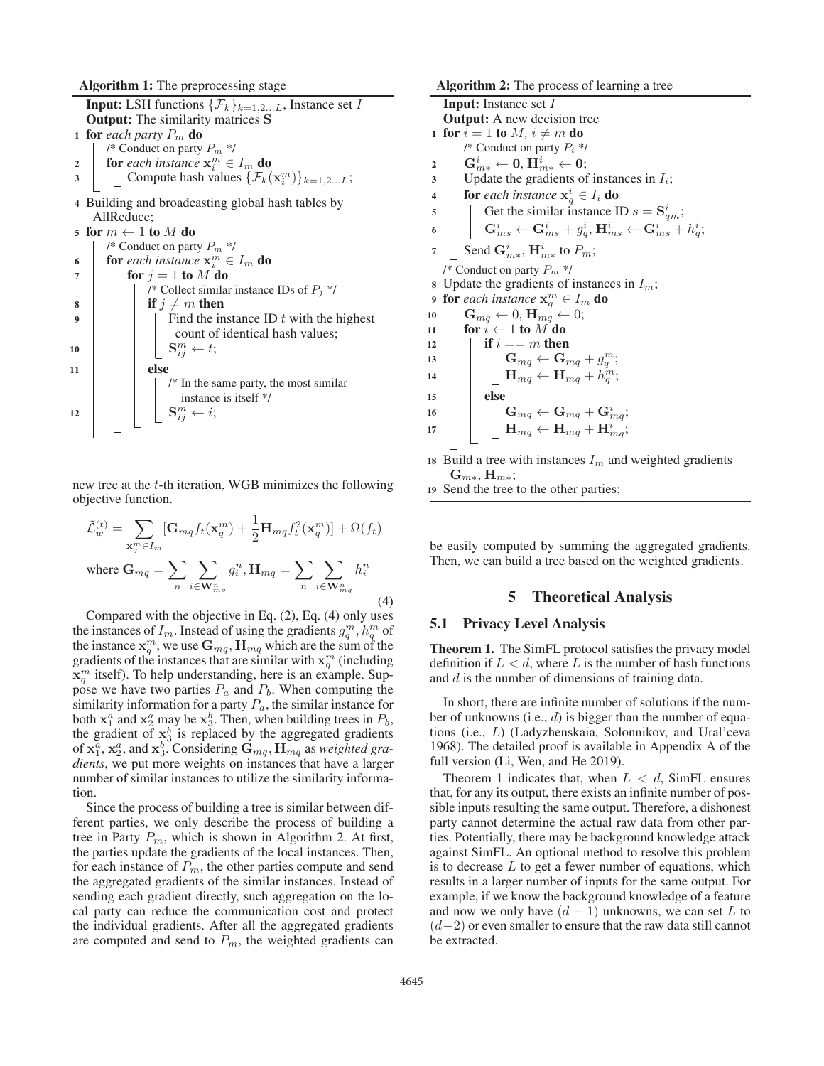**Algorithm 1:** The preprocessing stage

```
Input: LSH functions {F_k}_{k=1,2...L}, Instance set I
Output: The similarity matrices S
1  for each party P_m do
       /* Conduct on party P_m */
2      for each instance x_i^m ∈ I_m do
3          Compute hash values {F_k(x_i^m)}_{k=1,2...L};
4  Building and broadcasting global hash tables by
   AllReduce;
5  for m ← 1 to M do
       /* Conduct on party P_m */
6      for each instance x_i^m ∈ I_m do
7          for j = 1 to M do
               /* Collect similar instance IDs of P_j */
8              if j ≠ m then
9                  Find the instance ID t with the highest
                   count of identical hash values;
10                 S_ij^m ← t;
11             else
                   /* In the same party, the most similar
                      instance is itself */
12                 S_ij^m ← i;
```

new tree at the $t$-th iteration, WGB minimizes the following objective function.

$$
\tilde{\mathcal{L}}_w^{(t)} = \sum_{\mathbf{x}_q^m \in I_m} [\mathbf{G}_{mq} f_t(\mathbf{x}_q^m) + \frac{1}{2}\mathbf{H}_{mq} f_t^2(\mathbf{x}_q^m)] + \Omega(f_t)
$$

$$
\text{where } \mathbf{G}_{mq} = \sum_n \sum_{i \in \mathbf{W}_{mq}^n} g_i^n, \mathbf{H}_{mq} = \sum_n \sum_{i \in \mathbf{W}_{mq}^n} h_i^n \tag{4}
$$

Compared with the objective in Eq. (2), Eq. (4) only uses the instances of $I_m$. Instead of using the gradients $g_q^m, h_q^m$ of the instance $\mathbf{x}_q^m$, we use $\mathbf{G}_{mq}, \mathbf{H}_{mq}$ which are the sum of the gradients of the instances that are similar with $\mathbf{x}_q^m$ (including $\mathbf{x}_q^m$ itself). To help understanding, here is an example. Suppose we have two parties $P_a$ and $P_b$. When computing the similarity information for a party $P_a$, the similar instance for both $\mathbf{x}_1^a$ and $\mathbf{x}_2^a$ may be $\mathbf{x}_3^b$. Then, when building trees in $P_b$, the gradient of $\mathbf{x}_3^b$ is replaced by the aggregated gradients of $\mathbf{x}_1^a$, $\mathbf{x}_2^a$, and $\mathbf{x}_3^b$. Considering $\mathbf{G}_{mq}, \mathbf{H}_{mq}$ as *weighted gradients*, we put more weights on instances that have a larger number of similar instances to utilize the similarity information.

Since the process of building a tree is similar between different parties, we only describe the process of building a tree in Party $P_m$, which is shown in Algorithm 2. At first, the parties update the gradients of the local instances. Then, for each instance of $P_m$, the other parties compute and send the aggregated gradients of the similar instances. Instead of sending each gradient directly, such aggregation on the local party can reduce the communication cost and protect the individual gradients. After all the aggregated gradients are computed and send to $P_m$, the weighted gradients can be easily computed by summing the aggregated gradients. Then, we can build a tree based on the weighted gradients.

**Algorithm 2:** The process of learning a tree

```
Input: Instance set I
Output: A new decision tree
1  for i = 1 to M, i ≠ m do
       /* Conduct on party P_i */
2      G_{m*}^i ← 0, H_{m*}^i ← 0;
3      Update the gradients of instances in I_i;
4      for each instance x_q^i ∈ I_i do
5          Get the similar instance ID s = S_{qm}^i;
6          G_{ms}^i ← G_{ms}^i + g_q^i, H_{ms}^i ← G_{ms}^i + h_q^i;
7      Send G_{m*}^i, H_{m*}^i to P_m;
   /* Conduct on party P_m */
8  Update the gradients of instances in I_m;
9  for each instance x_q^m ∈ I_m do
10     G_{mq} ← 0, H_{mq} ← 0;
11     for i ← 1 to M do
12         if i == m then
13             G_{mq} ← G_{mq} + g_q^m;
14             H_{mq} ← H_{mq} + h_q^m;
15         else
16             G_{mq} ← G_{mq} + G_{mq}^i;
17             H_{mq} ← H_{mq} + H_{mq}^i;
18 Build a tree with instances I_m and weighted gradients
   G_{m*}, H_{m*};
19 Send the tree to the other parties;
```

## 5 Theoretical Analysis

### 5.1 Privacy Level Analysis

**Theorem 1.** *The SimFL protocol satisfies the privacy model definition if $L < d$, where $L$ is the number of hash functions and $d$ is the number of dimensions of training data.*

In short, there are infinite number of solutions if the number of unknowns (i.e., $d$) is bigger than the number of equations (i.e., $L$) (Ladyzhenskaia, Solonnikov, and Ural'ceva 1968). The detailed proof is available in Appendix A of the full version (Li, Wen, and He 2019).

Theorem 1 indicates that, when $L < d$, SimFL ensures that, for any its output, there exists an infinite number of possible inputs resulting the same output. Therefore, a dishonest party cannot determine the actual raw data from other parties. Potentially, there may be background knowledge attack against SimFL. An optional method to resolve this problem is to decrease $L$ to get a fewer number of equations, which results in a larger number of inputs for the same output. For example, if we know the background knowledge of a feature and now we only have $(d-1)$ unknowns, we can set $L$ to $(d-2)$ or even smaller to ensure that the raw data still cannot be extracted.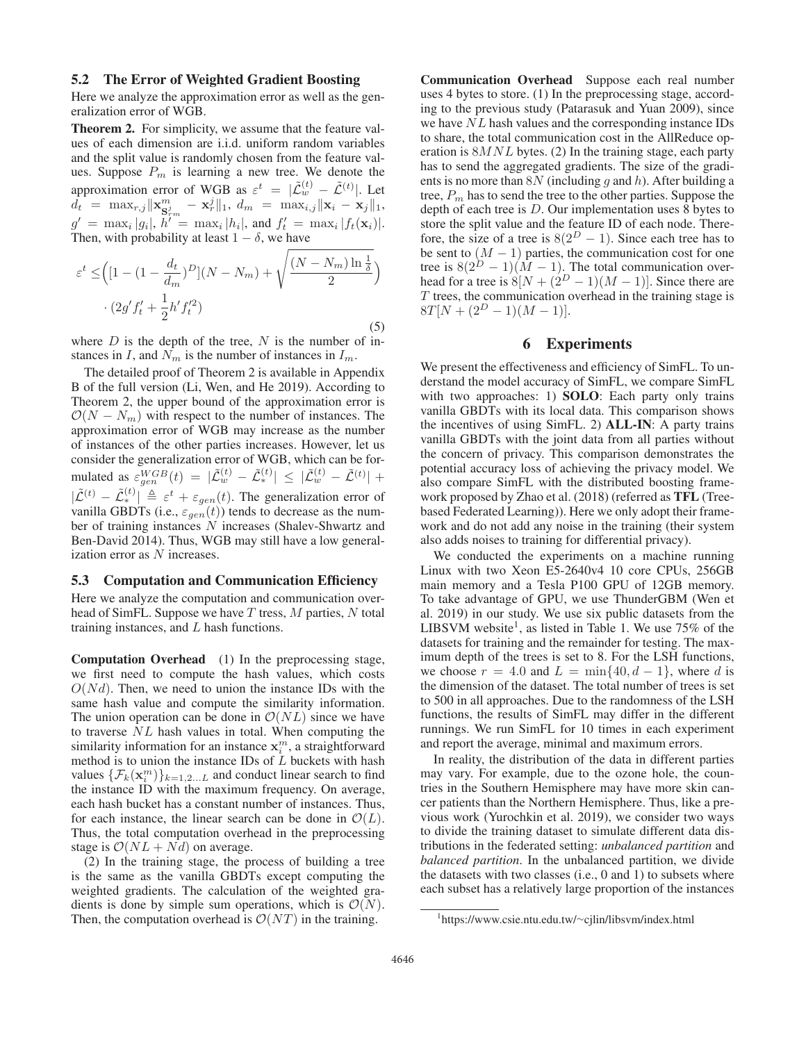### 5.2 The Error of Weighted Gradient Boosting

Here we analyze the approximation error as well as the generalization error of WGB.

**Theorem 2.** For simplicity, we assume that the feature values of each dimension are i.i.d. uniform random variables and the split value is randomly chosen from the feature values. Suppose $P_m$ is learning a new tree. We denote the approximation error of WGB as $\varepsilon^t = |\tilde{\mathcal{L}}_w^{(t)} - \tilde{\mathcal{L}}^{(t)}|$. Let $d_t = \max_{r,j} \|\mathbf{x}^m_{\mathbf{S}^j_{rm}} - \mathbf{x}^j_r\|_1$, $d_m = \max_{i,j} \|\mathbf{x}_i - \mathbf{x}_j\|_1$, $g' = \max_i |g_i|$, $h' = \max_i |h_i|$, and $f'_t = \max_i |f_t(\mathbf{x}_i)|$. Then, with probability at least $1-\delta$, we have

$$\varepsilon^t \leq \Big([1 - (1 - \frac{d_t}{d_m})^D](N - N_m) + \sqrt{\frac{(N-N_m)\ln\frac{1}{\delta}}{2}}\Big) \cdot (2g'f'_t + \frac{1}{2}h'f_t'^2) \tag{5}$$

where $D$ is the depth of the tree, $N$ is the number of instances in $I$, and $N_m$ is the number of instances in $I_m$.

The detailed proof of Theorem 2 is available in Appendix B of the full version (Li, Wen, and He 2019). According to Theorem 2, the upper bound of the approximation error is $\mathcal{O}(N - N_m)$ with respect to the number of instances. The approximation error of WGB may increase as the number of instances of the other parties increases. However, let us consider the generalization error of WGB, which can be formulated as $\varepsilon_{gen}^{WGB}(t) = |\tilde{\mathcal{L}}_w^{(t)} - \tilde{\mathcal{L}}_*^{(t)}| \leq |\tilde{\mathcal{L}}_w^{(t)} - \tilde{\mathcal{L}}^{(t)}| + |\tilde{\mathcal{L}}^{(t)} - \tilde{\mathcal{L}}_*^{(t)}| \triangleq \varepsilon^t + \varepsilon_{gen}(t)$. The generalization error of vanilla GBDTs (i.e., $\varepsilon_{gen}(t)$) tends to decrease as the number of training instances $N$ increases (Shalev-Shwartz and Ben-David 2014). Thus, WGB may still have a low generalization error as $N$ increases.

### 5.3 Computation and Communication Efficiency

Here we analyze the computation and communication overhead of SimFL. Suppose we have $T$ tress, $M$ parties, $N$ total training instances, and $L$ hash functions.

**Computation Overhead** (1) In the preprocessing stage, we first need to compute the hash values, which costs $O(Nd)$. Then, we need to union the instance IDs with the same hash value and compute the similarity information. The union operation can be done in $\mathcal{O}(NL)$ since we have to traverse $NL$ hash values in total. When computing the similarity information for an instance $\mathbf{x}_i^m$, a straightforward method is to union the instance IDs of $L$ buckets with hash values $\{\mathcal{F}_k(\mathbf{x}_i^m)\}_{k=1,2...L}$ and conduct linear search to find the instance ID with the maximum frequency. On average, each hash bucket has a constant number of instances. Thus, for each instance, the linear search can be done in $\mathcal{O}(L)$. Thus, the total computation overhead in the preprocessing stage is $\mathcal{O}(NL + Nd)$ on average.

(2) In the training stage, the process of building a tree is the same as the vanilla GBDTs except computing the weighted gradients. The calculation of the weighted gradients is done by simple sum operations, which is $\mathcal{O}(N)$. Then, the computation overhead is $\mathcal{O}(NT)$ in the training.

**Communication Overhead** Suppose each real number uses 4 bytes to store. (1) In the preprocessing stage, according to the previous study (Patarasuk and Yuan 2009), since we have $NL$ hash values and the corresponding instance IDs to share, the total communication cost in the AllReduce operation is $8MNL$ bytes. (2) In the training stage, each party has to send the aggregated gradients. The size of the gradients is no more than $8N$ (including $g$ and $h$). After building a tree, $P_m$ has to send the tree to the other parties. Suppose the depth of each tree is $D$. Our implementation uses 8 bytes to store the split value and the feature ID of each node. Therefore, the size of a tree is $8(2^D - 1)$. Since each tree has to be sent to $(M-1)$ parties, the communication cost for one tree is $8(2^D-1)(M-1)$. The total communication overhead for a tree is $8[N + (2^D-1)(M-1)]$. Since there are $T$ trees, the communication overhead in the training stage is $8T[N + (2^D-1)(M-1)]$.

## 6 Experiments

We present the effectiveness and efficiency of SimFL. To understand the model accuracy of SimFL, we compare SimFL with two approaches: 1) **SOLO**: Each party only trains vanilla GBDTs with its local data. This comparison shows the incentives of using SimFL. 2) **ALL-IN**: A party trains vanilla GBDTs with the joint data from all parties without the concern of privacy. This comparison demonstrates the potential accuracy loss of achieving the privacy model. We also compare SimFL with the distributed boosting framework proposed by Zhao et al. (2018) (referred as **TFL** (Tree-based Federated Learning)). Here we only adopt their framework and do not add any noise in the training (their system also adds noises to training for differential privacy).

We conducted the experiments on a machine running Linux with two Xeon E5-2640v4 10 core CPUs, 256GB main memory and a Tesla P100 GPU of 12GB memory. To take advantage of GPU, we use ThunderGBM (Wen et al. 2019) in our study. We use six public datasets from the LIBSVM website[1], as listed in Table 1. We use 75% of the datasets for training and the remainder for testing. The maximum depth of the trees is set to 8. For the LSH functions, we choose $r = 4.0$ and $L = \min\{40, d-1\}$, where $d$ is the dimension of the dataset. The total number of trees is set to 500 in all approaches. Due to the randomness of the LSH functions, the results of SimFL may differ in the different runnings. We run SimFL for 10 times in each experiment and report the average, minimal and maximum errors.

In reality, the distribution of the data in different parties may vary. For example, due to the ozone hole, the countries in the Southern Hemisphere may have more skin cancer patients than the Northern Hemisphere. Thus, like a previous work (Yurochkin et al. 2019), we consider two ways to divide the training dataset to simulate different data distributions in the federated setting: *unbalanced partition* and *balanced partition*. In the unbalanced partition, we divide the datasets with two classes (i.e., 0 and 1) to subsets where each subset has a relatively large proportion of the instances

[1] https://www.csie.ntu.edu.tw/~cjlin/libsvm/index.html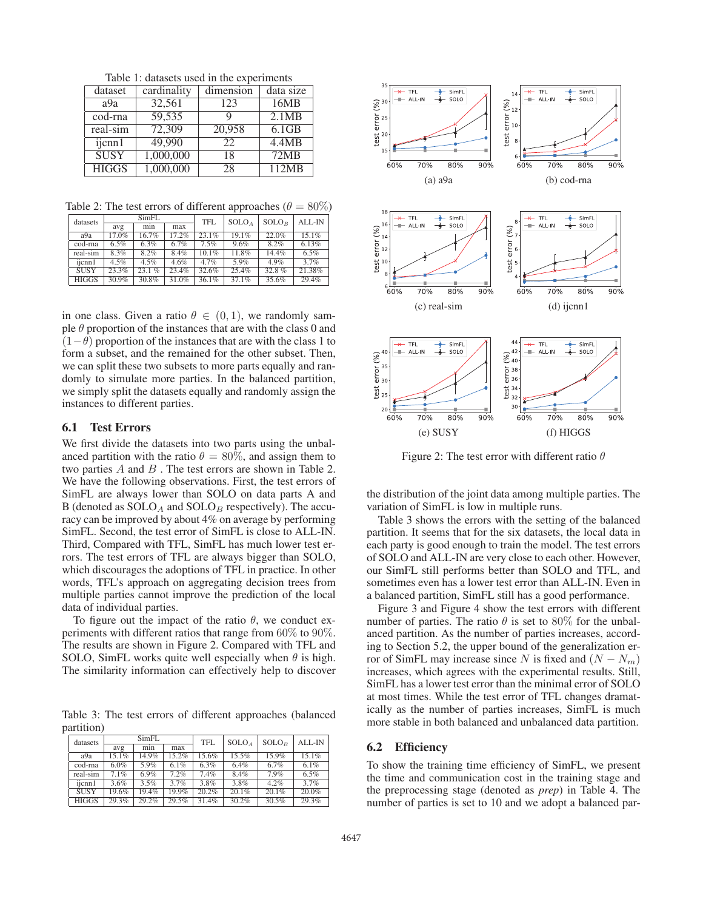Table 1: datasets used in the experiments

| dataset | cardinality | dimension | data size |
|---|---|---|---|
| a9a | 32,561 | 123 | 16MB |
| cod-rna | 59,535 | 9 | 2.1MB |
| real-sim | 72,309 | 20,958 | 6.1GB |
| ijcnn1 | 49,990 | 22 | 4.4MB |
| SUSY | 1,000,000 | 18 | 72MB |
| HIGGS | 1,000,000 | 28 | 112MB |

Table 2: The test errors of different approaches ($\theta = 80\%$)

| datasets | SimFL | | | TFL | $SOLO_A$ | $SOLO_B$ | ALL-IN |
|---|---|---|---|---|---|---|---|
| | avg | min | max | | | | |
| a9a | 17.0% | 16.7% | 17.2% | 23.1% | 19.1% | 22.0% | 15.1% |
| cod-rna | 6.5% | 6.3% | 6.7% | 7.5% | 9.6% | 8.2% | 6.13% |
| real-sim | 8.3% | 8.2% | 8.4% | 10.1% | 11.8% | 14.4% | 6.5% |
| ijcnn1 | 4.5% | 4.5% | 4.6% | 4.7% | 5.9% | 4.9% | 3.7% |
| SUSY | 23.3% | 23.1 % | 23.4% | 32.6% | 25.4% | 32.8 % | 21.38% |
| HIGGS | 30.9% | 30.8% | 31.0% | 36.1% | 37.1% | 35.6% | 29.4% |

in one class. Given a ratio $\theta \in (0, 1)$, we randomly sample $\theta$ proportion of the instances that are with the class 0 and $(1-\theta)$ proportion of the instances that are with the class 1 to form a subset, and the remained for the other subset. Then, we can split these two subsets to more parts equally and randomly to simulate more parties. In the balanced partition, we simply split the datasets equally and randomly assign the instances to different parties.

### 6.1 Test Errors

We first divide the datasets into two parts using the unbalanced partition with the ratio $\theta = 80\%$, and assign them to two parties $A$ and $B$ . The test errors are shown in Table 2. We have the following observations. First, the test errors of SimFL are always lower than SOLO on data parts A and B (denoted as $SOLO_A$ and $SOLO_B$ respectively). The accuracy can be improved by about 4% on average by performing SimFL. Second, the test error of SimFL is close to ALL-IN. Third, Compared with TFL, SimFL has much lower test errors. The test errors of TFL are always bigger than SOLO, which discourages the adoptions of TFL in practice. In other words, TFL's approach on aggregating decision trees from multiple parties cannot improve the prediction of the local data of individual parties.

To figure out the impact of the ratio $\theta$, we conduct experiments with different ratios that range from 60% to 90%. The results are shown in Figure 2. Compared with TFL and SOLO, SimFL works quite well especially when $\theta$ is high. The similarity information can effectively help to discover the distribution of the joint data among multiple parties. The variation of SimFL is low in multiple runs.

Table 3: The test errors of different approaches (balanced partition)

| datasets | SimFL | | | TFL | $SOLO_A$ | $SOLO_B$ | ALL-IN |
|---|---|---|---|---|---|---|---|
| | avg | min | max | | | | |
| a9a | 15.1% | 14.9% | 15.2% | 15.6% | 15.5% | 15.9% | 15.1% |
| cod-rna | 6.0% | 5.9% | 6.1% | 6.3% | 6.4% | 6.7% | 6.1% |
| real-sim | 7.1% | 6.9% | 7.2% | 7.4% | 8.4% | 7.9% | 6.5% |
| ijcnn1 | 3.6% | 3.5% | 3.7% | 3.8% | 3.8% | 4.2% | 3.7% |
| SUSY | 19.6% | 19.4% | 19.9% | 20.2% | 20.1% | 20.1% | 20.0% |
| HIGGS | 29.3% | 29.2% | 29.5% | 31.4% | 30.2% | 30.5% | 29.3% |

(a) a9a (b) cod-rna (c) real-sim (d) ijcnn1 (e) SUSY (f) HIGGS

Figure 2: The test error with different ratio $\theta$

Table 3 shows the errors with the setting of the balanced partition. It seems that for the six datasets, the local data in each party is good enough to train the model. The test errors of SOLO and ALL-IN are very close to each other. However, our SimFL still performs better than SOLO and TFL, and sometimes even has a lower test error than ALL-IN. Even in a balanced partition, SimFL still has a good performance.

Figure 3 and Figure 4 show the test errors with different number of parties. The ratio $\theta$ is set to 80% for the unbalanced partition. As the number of parties increases, according to Section 5.2, the upper bound of the generalization error of SimFL may increase since $N$ is fixed and $(N - N_m)$ increases, which agrees with the experimental results. Still, SimFL has a lower test error than the minimal error of SOLO at most times. While the test error of TFL changes dramatically as the number of parties increases, SimFL is much more stable in both balanced and unbalanced data partition.

### 6.2 Efficiency

To show the training time efficiency of SimFL, we present the time and communication cost in the training stage and the preprocessing stage (denoted as *prep*) in Table 4. The number of parties is set to 10 and we adopt a balanced par-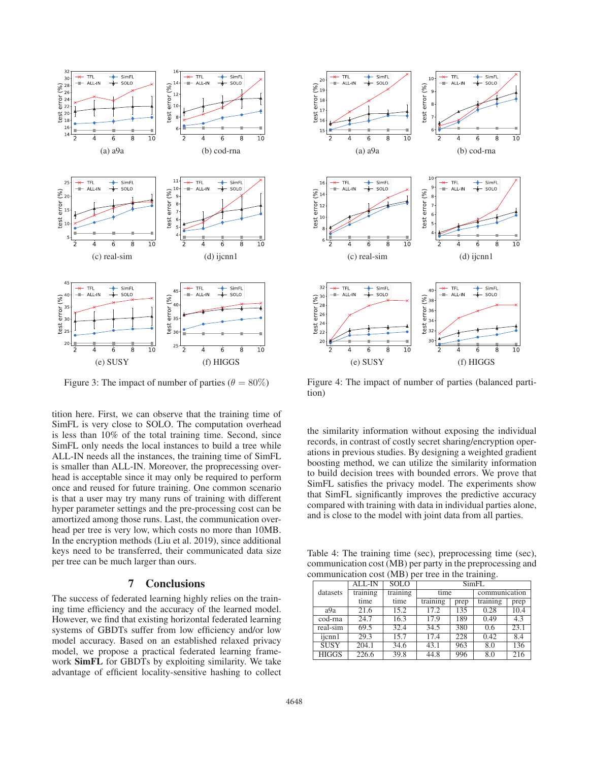Figure 3: The impact of number of parties ($\theta = 80\%$)

Figure 4: The impact of number of parties (balanced partition)

tition here. First, we can observe that the training time of SimFL is very close to SOLO. The computation overhead is less than 10% of the total training time. Second, since SimFL only needs the local instances to build a tree while ALL-IN needs all the instances, the training time of SimFL is smaller than ALL-IN. Moreover, the proprecessing overhead is acceptable since it may only be required to perform once and reused for future training. One common scenario is that a user may try many runs of training with different hyper parameter settings and the pre-processing cost can be amortized among those runs. Last, the communication overhead per tree is very low, which costs no more than 10MB. In the encryption methods (Liu et al. 2019), since additional keys need to be transferred, their communicated data size per tree can be much larger than ours.

## 7 Conclusions

The success of federated learning highly relies on the training time efficiency and the accuracy of the learned model. However, we find that existing horizontal federated learning systems of GBDTs suffer from low efficiency and/or low model accuracy. Based on an established relaxed privacy model, we propose a practical federated learning framework **SimFL** for GBDTs by exploiting similarity. We take advantage of efficient locality-sensitive hashing to collect the similarity information without exposing the individual records, in contrast of costly secret sharing/encryption operations in previous studies. By designing a weighted gradient boosting method, we can utilize the similarity information to build decision trees with bounded errors. We prove that SimFL satisfies the privacy model. The experiments show that SimFL significantly improves the predictive accuracy compared with training with data in individual parties alone, and is close to the model with joint data from all parties.

Table 4: The training time (sec), preprocessing time (sec), communication cost (MB) per party in the preprocessing and communication cost (MB) per tree in the training.

| datasets | ALL-IN | SOLO | SimFL | | | |
|---|---|---|---|---|---|---|
| | training time | training time | time | | communication | |
| | | | training | prep | training | prep |
| a9a | 21.6 | 15.2 | 17.2 | 135 | 0.28 | 10.4 |
| cod-rna | 24.7 | 16.3 | 17.9 | 189 | 0.49 | 4.3 |
| real-sim | 69.5 | 32.4 | 34.5 | 380 | 0.6 | 23.1 |
| ijcnn1 | 29.3 | 15.7 | 17.4 | 228 | 0.42 | 8.4 |
| SUSY | 204.1 | 34.6 | 43.1 | 963 | 8.0 | 136 |
| HIGGS | 226.6 | 39.8 | 44.8 | 996 | 8.0 | 216 |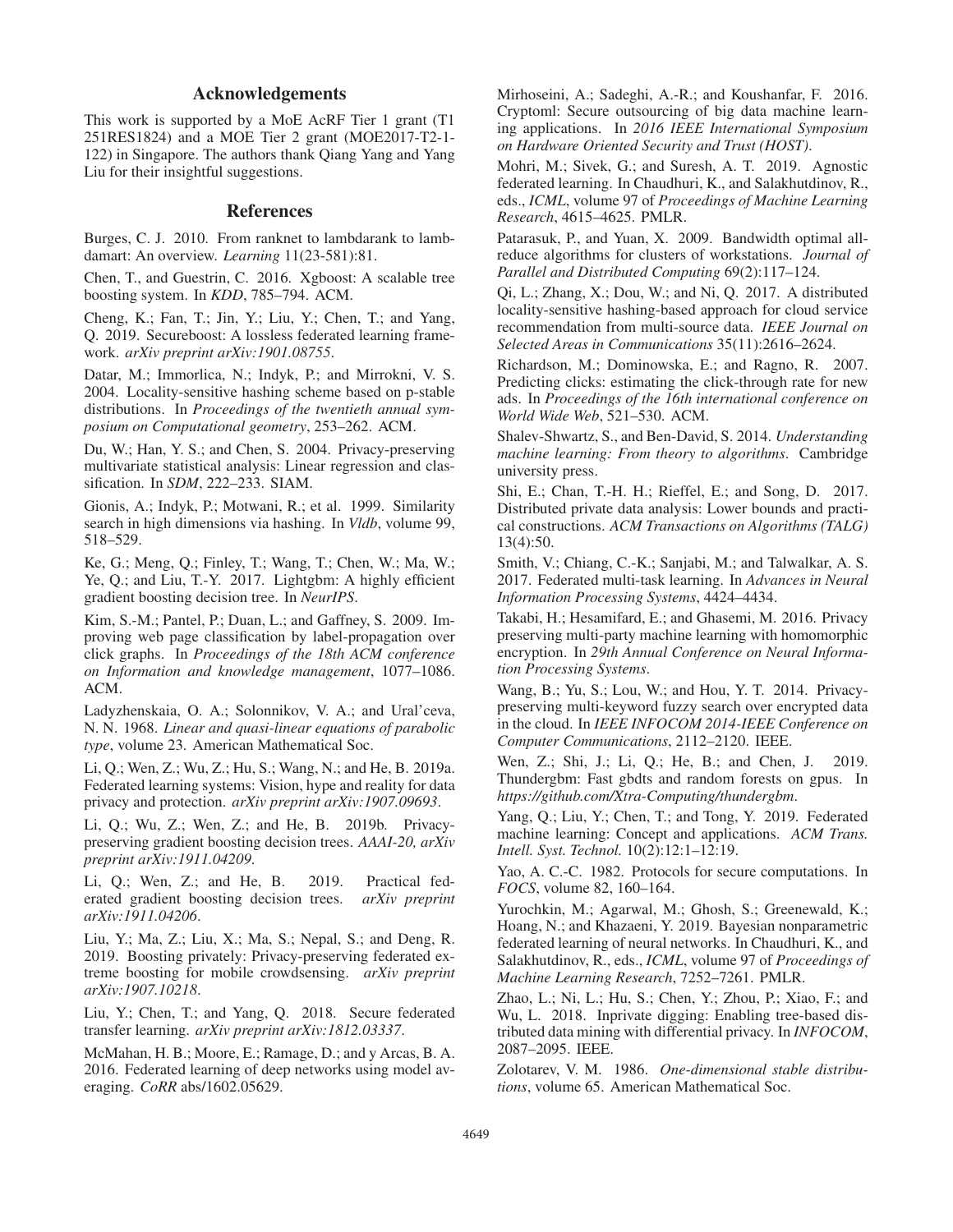## Acknowledgements

This work is supported by a MoE AcRF Tier 1 grant (T1 251RES1824) and a MOE Tier 2 grant (MOE2017-T2-1-122) in Singapore. The authors thank Qiang Yang and Yang Liu for their insightful suggestions.

## References

Burges, C. J. 2010. From ranknet to lambdarank to lambdamart: An overview. *Learning* 11(23-581):81.

Chen, T., and Guestrin, C. 2016. Xgboost: A scalable tree boosting system. In *KDD*, 785–794. ACM.

Cheng, K.; Fan, T.; Jin, Y.; Liu, Y.; Chen, T.; and Yang, Q. 2019. Secureboost: A lossless federated learning framework. *arXiv preprint arXiv:1901.08755*.

Datar, M.; Immorlica, N.; Indyk, P.; and Mirrokni, V. S. 2004. Locality-sensitive hashing scheme based on p-stable distributions. In *Proceedings of the twentieth annual symposium on Computational geometry*, 253–262. ACM.

Du, W.; Han, Y. S.; and Chen, S. 2004. Privacy-preserving multivariate statistical analysis: Linear regression and classification. In *SDM*, 222–233. SIAM.

Gionis, A.; Indyk, P.; Motwani, R.; et al. 1999. Similarity search in high dimensions via hashing. In *Vldb*, volume 99, 518–529.

Ke, G.; Meng, Q.; Finley, T.; Wang, T.; Chen, W.; Ma, W.; Ye, Q.; and Liu, T.-Y. 2017. Lightgbm: A highly efficient gradient boosting decision tree. In *NeurIPS*.

Kim, S.-M.; Pantel, P.; Duan, L.; and Gaffney, S. 2009. Improving web page classification by label-propagation over click graphs. In *Proceedings of the 18th ACM conference on Information and knowledge management*, 1077–1086. ACM.

Ladyzhenskaia, O. A.; Solonnikov, V. A.; and Ural'ceva, N. N. 1968. *Linear and quasi-linear equations of parabolic type*, volume 23. American Mathematical Soc.

Li, Q.; Wen, Z.; Wu, Z.; Hu, S.; Wang, N.; and He, B. 2019a. Federated learning systems: Vision, hype and reality for data privacy and protection. *arXiv preprint arXiv:1907.09693*.

Li, Q.; Wu, Z.; Wen, Z.; and He, B. 2019b. Privacy-preserving gradient boosting decision trees. *AAAI-20, arXiv preprint arXiv:1911.04209*.

Li, Q.; Wen, Z.; and He, B. 2019. Practical federated gradient boosting decision trees. *arXiv preprint arXiv:1911.04206*.

Liu, Y.; Ma, Z.; Liu, X.; Ma, S.; Nepal, S.; and Deng, R. 2019. Boosting privately: Privacy-preserving federated extreme boosting for mobile crowdsensing. *arXiv preprint arXiv:1907.10218*.

Liu, Y.; Chen, T.; and Yang, Q. 2018. Secure federated transfer learning. *arXiv preprint arXiv:1812.03337*.

McMahan, H. B.; Moore, E.; Ramage, D.; and y Arcas, B. A. 2016. Federated learning of deep networks using model averaging. *CoRR* abs/1602.05629.

Mirhoseini, A.; Sadeghi, A.-R.; and Koushanfar, F. 2016. Cryptoml: Secure outsourcing of big data machine learning applications. In *2016 IEEE International Symposium on Hardware Oriented Security and Trust (HOST)*.

Mohri, M.; Sivek, G.; and Suresh, A. T. 2019. Agnostic federated learning. In Chaudhuri, K., and Salakhutdinov, R., eds., *ICML*, volume 97 of *Proceedings of Machine Learning Research*, 4615–4625. PMLR.

Patarasuk, P., and Yuan, X. 2009. Bandwidth optimal all-reduce algorithms for clusters of workstations. *Journal of Parallel and Distributed Computing* 69(2):117–124.

Qi, L.; Zhang, X.; Dou, W.; and Ni, Q. 2017. A distributed locality-sensitive hashing-based approach for cloud service recommendation from multi-source data. *IEEE Journal on Selected Areas in Communications* 35(11):2616–2624.

Richardson, M.; Dominowska, E.; and Ragno, R. 2007. Predicting clicks: estimating the click-through rate for new ads. In *Proceedings of the 16th international conference on World Wide Web*, 521–530. ACM.

Shalev-Shwartz, S., and Ben-David, S. 2014. *Understanding machine learning: From theory to algorithms*. Cambridge university press.

Shi, E.; Chan, T.-H. H.; Rieffel, E.; and Song, D. 2017. Distributed private data analysis: Lower bounds and practical constructions. *ACM Transactions on Algorithms (TALG)* 13(4):50.

Smith, V.; Chiang, C.-K.; Sanjabi, M.; and Talwalkar, A. S. 2017. Federated multi-task learning. In *Advances in Neural Information Processing Systems*, 4424–4434.

Takabi, H.; Hesamifard, E.; and Ghasemi, M. 2016. Privacy preserving multi-party machine learning with homomorphic encryption. In *29th Annual Conference on Neural Information Processing Systems*.

Wang, B.; Yu, S.; Lou, W.; and Hou, Y. T. 2014. Privacy-preserving multi-keyword fuzzy search over encrypted data in the cloud. In *IEEE INFOCOM 2014-IEEE Conference on Computer Communications*, 2112–2120. IEEE.

Wen, Z.; Shi, J.; Li, Q.; He, B.; and Chen, J. 2019. Thundergbm: Fast gbdts and random forests on gpus. In *https://github.com/Xtra-Computing/thundergbm*.

Yang, Q.; Liu, Y.; Chen, T.; and Tong, Y. 2019. Federated machine learning: Concept and applications. *ACM Trans. Intell. Syst. Technol.* 10(2):12:1–12:19.

Yao, A. C.-C. 1982. Protocols for secure computations. In *FOCS*, volume 82, 160–164.

Yurochkin, M.; Agarwal, M.; Ghosh, S.; Greenewald, K.; Hoang, N.; and Khazaeni, Y. 2019. Bayesian nonparametric federated learning of neural networks. In Chaudhuri, K., and Salakhutdinov, R., eds., *ICML*, volume 97 of *Proceedings of Machine Learning Research*, 7252–7261. PMLR.

Zhao, L.; Ni, L.; Hu, S.; Chen, Y.; Zhou, P.; Xiao, F.; and Wu, L. 2018. Inprivate digging: Enabling tree-based distributed data mining with differential privacy. In *INFOCOM*, 2087–2095. IEEE.

Zolotarev, V. M. 1986. *One-dimensional stable distributions*, volume 65. American Mathematical Soc.